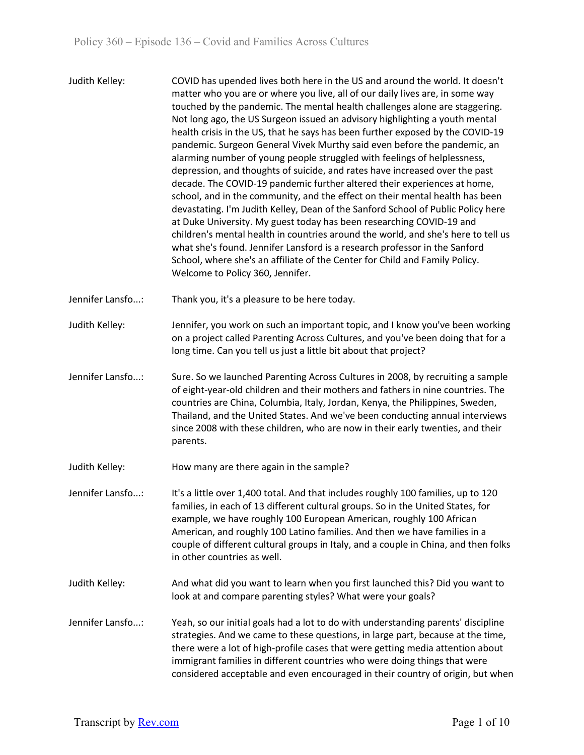Judith Kelley: COVID has upended lives both here in the US and around the world. It doesn't matter who you are or where you live, all of our daily lives are, in some way touched by the pandemic. The mental health challenges alone are staggering. Not long ago, the US Surgeon issued an advisory highlighting a youth mental health crisis in the US, that he says has been further exposed by the COVID-19 pandemic. Surgeon General Vivek Murthy said even before the pandemic, an alarming number of young people struggled with feelings of helplessness, depression, and thoughts of suicide, and rates have increased over the past decade. The COVID-19 pandemic further altered their experiences at home, school, and in the community, and the effect on their mental health has been devastating. I'm Judith Kelley, Dean of the Sanford School of Public Policy here at Duke University. My guest today has been researching COVID-19 and children's mental health in countries around the world, and she's here to tell us what she's found. Jennifer Lansford is a research professor in the Sanford School, where she's an affiliate of the Center for Child and Family Policy. Welcome to Policy 360, Jennifer.

Jennifer Lansfo...: Thank you, it's a pleasure to be here today.

Judith Kelley: Jennifer, you work on such an important topic, and I know you've been working on a project called Parenting Across Cultures, and you've been doing that for a long time. Can you tell us just a little bit about that project?

Jennifer Lansfo...: Sure. So we launched Parenting Across Cultures in 2008, by recruiting a sample of eight-year-old children and their mothers and fathers in nine countries. The countries are China, Columbia, Italy, Jordan, Kenya, the Philippines, Sweden, Thailand, and the United States. And we've been conducting annual interviews since 2008 with these children, who are now in their early twenties, and their parents.

Judith Kelley: How many are there again in the sample?

Jennifer Lansfo...: It's a little over 1,400 total. And that includes roughly 100 families, up to 120 families, in each of 13 different cultural groups. So in the United States, for example, we have roughly 100 European American, roughly 100 African American, and roughly 100 Latino families. And then we have families in a couple of different cultural groups in Italy, and a couple in China, and then folks in other countries as well.

Judith Kelley: And what did you want to learn when you first launched this? Did you want to look at and compare parenting styles? What were your goals?

Jennifer Lansfo...: Yeah, so our initial goals had a lot to do with understanding parents' discipline strategies. And we came to these questions, in large part, because at the time, there were a lot of high-profile cases that were getting media attention about immigrant families in different countries who were doing things that were considered acceptable and even encouraged in their country of origin, but when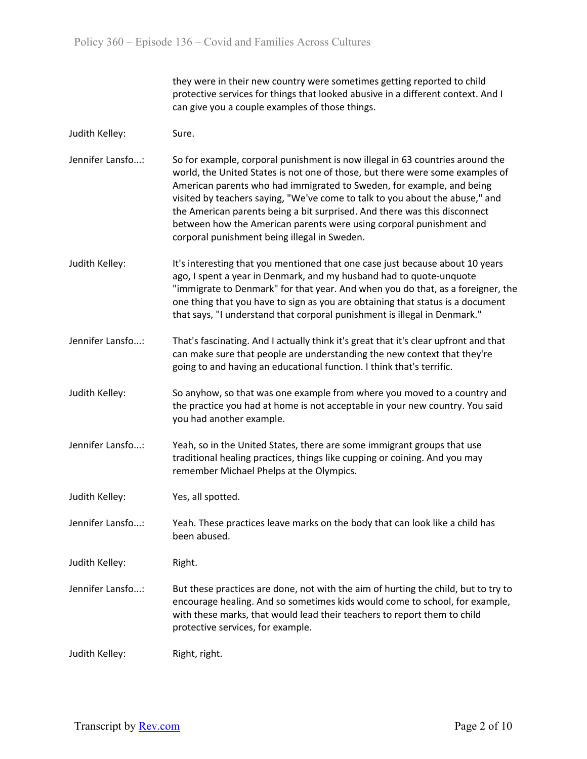they were in their new country were sometimes getting reported to child protective services for things that looked abusive in a different context. And I can give you a couple examples of those things.

**Judith Kelley:** Sure.

**Jennifer Lansfo...:** So for example, corporal punishment is now illegal in 63 countries around the world, the United States is not one of those, but there were some examples of American parents who had immigrated to Sweden, for example, and being visited by teachers saying, "We've come to talk to you about the abuse," and the American parents being a bit surprised. And there was this disconnect between how the American parents were using corporal punishment and corporal punishment being illegal in Sweden.

**Judith Kelley:** It's interesting that you mentioned that one case just because about 10 years ago, I spent a year in Denmark, and my husband had to quote-unquote "immigrate to Denmark" for that year. And when you do that, as a foreigner, the one thing that you have to sign as you are obtaining that status is a document that says, "I understand that corporal punishment is illegal in Denmark."

**Jennifer Lansfo...:** That's fascinating. And I actually think it's great that it's clear upfront and that can make sure that people are understanding the new context that they're going to and having an educational function. I think that's terrific.

**Judith Kelley:** So anyhow, so that was one example from where you moved to a country and the practice you had at home is not acceptable in your new country. You said you had another example.

**Jennifer Lansfo...:** Yeah, so in the United States, there are some immigrant groups that use traditional healing practices, things like cupping or coining. And you may remember Michael Phelps at the Olympics.

**Judith Kelley:** Yes, all spotted.

**Jennifer Lansfo...:** Yeah. These practices leave marks on the body that can look like a child has been abused.

**Judith Kelley:** Right.

**Jennifer Lansfo...:** But these practices are done, not with the aim of hurting the child, but to try to encourage healing. And so sometimes kids would come to school, for example, with these marks, that would lead their teachers to report them to child protective services, for example.

**Judith Kelley:** Right, right.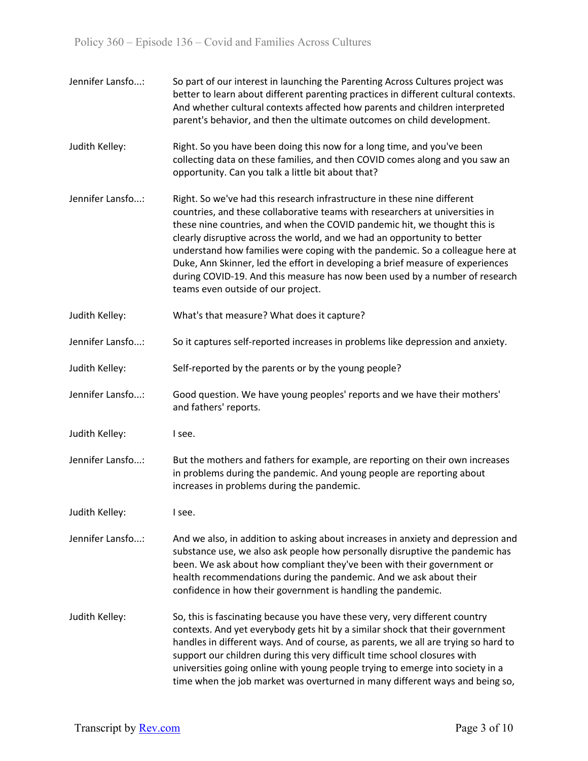Jennifer Lansfo...: So part of our interest in launching the Parenting Across Cultures project was better to learn about different parenting practices in different cultural contexts. And whether cultural contexts affected how parents and children interpreted parent's behavior, and then the ultimate outcomes on child development.

Judith Kelley: Right. So you have been doing this now for a long time, and you've been collecting data on these families, and then COVID comes along and you saw an opportunity. Can you talk a little bit about that?

Jennifer Lansfo...: Right. So we've had this research infrastructure in these nine different countries, and these collaborative teams with researchers at universities in these nine countries, and when the COVID pandemic hit, we thought this is clearly disruptive across the world, and we had an opportunity to better understand how families were coping with the pandemic. So a colleague here at Duke, Ann Skinner, led the effort in developing a brief measure of experiences during COVID-19. And this measure has now been used by a number of research teams even outside of our project.

Judith Kelley: What's that measure? What does it capture?

Jennifer Lansfo...: So it captures self-reported increases in problems like depression and anxiety.

Judith Kelley: Self-reported by the parents or by the young people?

Jennifer Lansfo...: Good question. We have young peoples' reports and we have their mothers' and fathers' reports.

Judith Kelley: I see.

Jennifer Lansfo...: But the mothers and fathers for example, are reporting on their own increases in problems during the pandemic. And young people are reporting about increases in problems during the pandemic.

Judith Kelley: I see.

Jennifer Lansfo...: And we also, in addition to asking about increases in anxiety and depression and substance use, we also ask people how personally disruptive the pandemic has been. We ask about how compliant they've been with their government or health recommendations during the pandemic. And we ask about their confidence in how their government is handling the pandemic.

Judith Kelley: So, this is fascinating because you have these very, very different country contexts. And yet everybody gets hit by a similar shock that their government handles in different ways. And of course, as parents, we all are trying so hard to support our children during this very difficult time school closures with universities going online with young people trying to emerge into society in a time when the job market was overturned in many different ways and being so,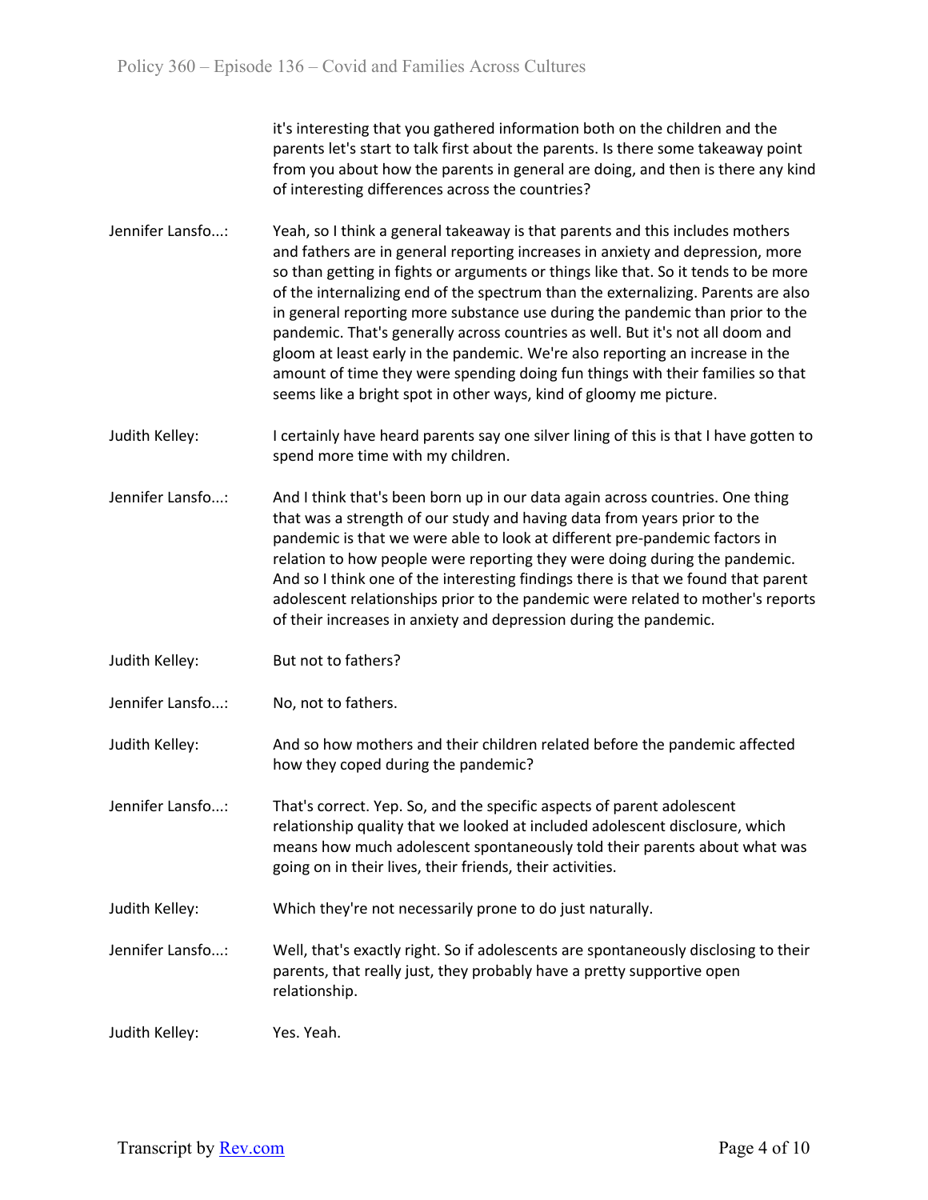it's interesting that you gathered information both on the children and the parents let's start to talk first about the parents. Is there some takeaway point from you about how the parents in general are doing, and then is there any kind of interesting differences across the countries?

Jennifer Lansfo...: Yeah, so I think a general takeaway is that parents and this includes mothers and fathers are in general reporting increases in anxiety and depression, more so than getting in fights or arguments or things like that. So it tends to be more of the internalizing end of the spectrum than the externalizing. Parents are also in general reporting more substance use during the pandemic than prior to the pandemic. That's generally across countries as well. But it's not all doom and gloom at least early in the pandemic. We're also reporting an increase in the amount of time they were spending doing fun things with their families so that seems like a bright spot in other ways, kind of gloomy me picture.

Judith Kelley: I certainly have heard parents say one silver lining of this is that I have gotten to spend more time with my children.

Jennifer Lansfo...: And I think that's been born up in our data again across countries. One thing that was a strength of our study and having data from years prior to the pandemic is that we were able to look at different pre-pandemic factors in relation to how people were reporting they were doing during the pandemic. And so I think one of the interesting findings there is that we found that parent adolescent relationships prior to the pandemic were related to mother's reports of their increases in anxiety and depression during the pandemic.

Judith Kelley: But not to fathers?

Jennifer Lansfo...: No, not to fathers.

Judith Kelley: And so how mothers and their children related before the pandemic affected how they coped during the pandemic?

Jennifer Lansfo...: That's correct. Yep. So, and the specific aspects of parent adolescent relationship quality that we looked at included adolescent disclosure, which means how much adolescent spontaneously told their parents about what was going on in their lives, their friends, their activities.

Judith Kelley: Which they're not necessarily prone to do just naturally.

Jennifer Lansfo...: Well, that's exactly right. So if adolescents are spontaneously disclosing to their parents, that really just, they probably have a pretty supportive open relationship.

Judith Kelley: Yes. Yeah.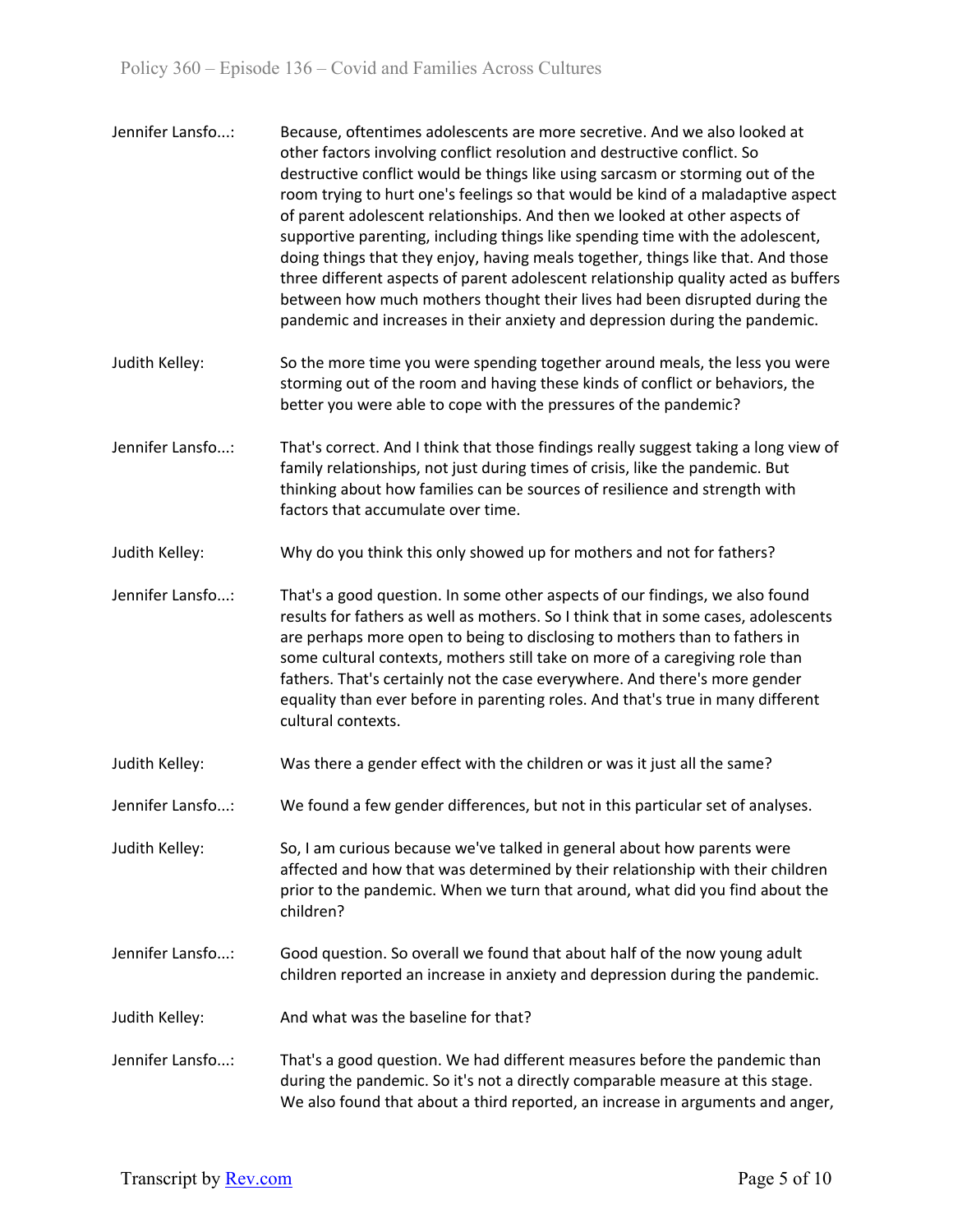Jennifer Lansfo...: Because, oftentimes adolescents are more secretive. And we also looked at other factors involving conflict resolution and destructive conflict. So destructive conflict would be things like using sarcasm or storming out of the room trying to hurt one's feelings so that would be kind of a maladaptive aspect of parent adolescent relationships. And then we looked at other aspects of supportive parenting, including things like spending time with the adolescent, doing things that they enjoy, having meals together, things like that. And those three different aspects of parent adolescent relationship quality acted as buffers between how much mothers thought their lives had been disrupted during the pandemic and increases in their anxiety and depression during the pandemic.

Judith Kelley: So the more time you were spending together around meals, the less you were storming out of the room and having these kinds of conflict or behaviors, the better you were able to cope with the pressures of the pandemic?

Jennifer Lansfo...: That's correct. And I think that those findings really suggest taking a long view of family relationships, not just during times of crisis, like the pandemic. But thinking about how families can be sources of resilience and strength with factors that accumulate over time.

Judith Kelley: Why do you think this only showed up for mothers and not for fathers?

Jennifer Lansfo...: That's a good question. In some other aspects of our findings, we also found results for fathers as well as mothers. So I think that in some cases, adolescents are perhaps more open to being to disclosing to mothers than to fathers in some cultural contexts, mothers still take on more of a caregiving role than fathers. That's certainly not the case everywhere. And there's more gender equality than ever before in parenting roles. And that's true in many different cultural contexts.

Judith Kelley: Was there a gender effect with the children or was it just all the same?

Jennifer Lansfo...: We found a few gender differences, but not in this particular set of analyses.

Judith Kelley: So, I am curious because we've talked in general about how parents were affected and how that was determined by their relationship with their children prior to the pandemic. When we turn that around, what did you find about the children?

Jennifer Lansfo...: Good question. So overall we found that about half of the now young adult children reported an increase in anxiety and depression during the pandemic.

Judith Kelley: And what was the baseline for that?

Jennifer Lansfo...: That's a good question. We had different measures before the pandemic than during the pandemic. So it's not a directly comparable measure at this stage. We also found that about a third reported, an increase in arguments and anger,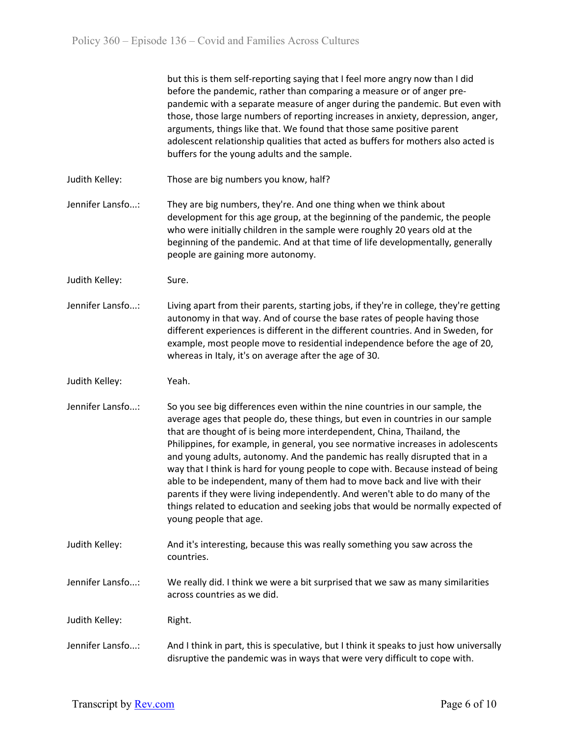but this is them self-reporting saying that I feel more angry now than I did before the pandemic, rather than comparing a measure or of anger pre-pandemic with a separate measure of anger during the pandemic. But even with those, those large numbers of reporting increases in anxiety, depression, anger, arguments, things like that. We found that those same positive parent adolescent relationship qualities that acted as buffers for mothers also acted is buffers for the young adults and the sample.

Judith Kelley: Those are big numbers you know, half?

Jennifer Lansfo...: They are big numbers, they're. And one thing when we think about development for this age group, at the beginning of the pandemic, the people who were initially children in the sample were roughly 20 years old at the beginning of the pandemic. And at that time of life developmentally, generally people are gaining more autonomy.

Judith Kelley: Sure.

Jennifer Lansfo...: Living apart from their parents, starting jobs, if they're in college, they're getting autonomy in that way. And of course the base rates of people having those different experiences is different in the different countries. And in Sweden, for example, most people move to residential independence before the age of 20, whereas in Italy, it's on average after the age of 30.

Judith Kelley: Yeah.

Jennifer Lansfo...: So you see big differences even within the nine countries in our sample, the average ages that people do, these things, but even in countries in our sample that are thought of is being more interdependent, China, Thailand, the Philippines, for example, in general, you see normative increases in adolescents and young adults, autonomy. And the pandemic has really disrupted that in a way that I think is hard for young people to cope with. Because instead of being able to be independent, many of them had to move back and live with their parents if they were living independently. And weren't able to do many of the things related to education and seeking jobs that would be normally expected of young people that age.

Judith Kelley: And it's interesting, because this was really something you saw across the countries.

Jennifer Lansfo...: We really did. I think we were a bit surprised that we saw as many similarities across countries as we did.

Judith Kelley: Right.

Jennifer Lansfo...: And I think in part, this is speculative, but I think it speaks to just how universally disruptive the pandemic was in ways that were very difficult to cope with.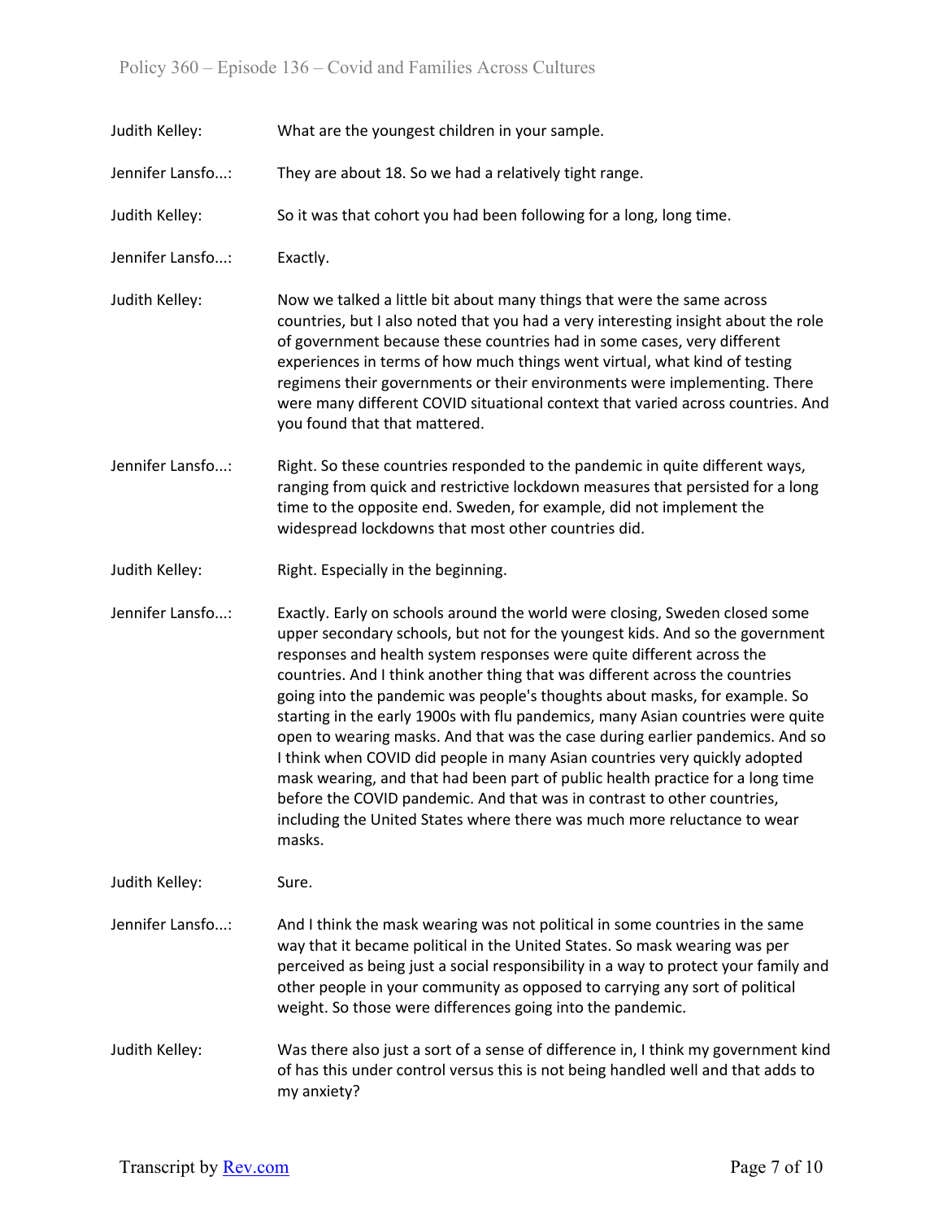Judith Kelley: What are the youngest children in your sample.

Jennifer Lansfo...: They are about 18. So we had a relatively tight range.

Judith Kelley: So it was that cohort you had been following for a long, long time.

Jennifer Lansfo...: Exactly.

Judith Kelley: Now we talked a little bit about many things that were the same across countries, but I also noted that you had a very interesting insight about the role of government because these countries had in some cases, very different experiences in terms of how much things went virtual, what kind of testing regimens their governments or their environments were implementing. There were many different COVID situational context that varied across countries. And you found that that mattered.

Jennifer Lansfo...: Right. So these countries responded to the pandemic in quite different ways, ranging from quick and restrictive lockdown measures that persisted for a long time to the opposite end. Sweden, for example, did not implement the widespread lockdowns that most other countries did.

Judith Kelley: Right. Especially in the beginning.

Jennifer Lansfo...: Exactly. Early on schools around the world were closing, Sweden closed some upper secondary schools, but not for the youngest kids. And so the government responses and health system responses were quite different across the countries. And I think another thing that was different across the countries going into the pandemic was people's thoughts about masks, for example. So starting in the early 1900s with flu pandemics, many Asian countries were quite open to wearing masks. And that was the case during earlier pandemics. And so I think when COVID did people in many Asian countries very quickly adopted mask wearing, and that had been part of public health practice for a long time before the COVID pandemic. And that was in contrast to other countries, including the United States where there was much more reluctance to wear masks.

Judith Kelley: Sure.

Jennifer Lansfo...: And I think the mask wearing was not political in some countries in the same way that it became political in the United States. So mask wearing was per perceived as being just a social responsibility in a way to protect your family and other people in your community as opposed to carrying any sort of political weight. So those were differences going into the pandemic.

Judith Kelley: Was there also just a sort of a sense of difference in, I think my government kind of has this under control versus this is not being handled well and that adds to my anxiety?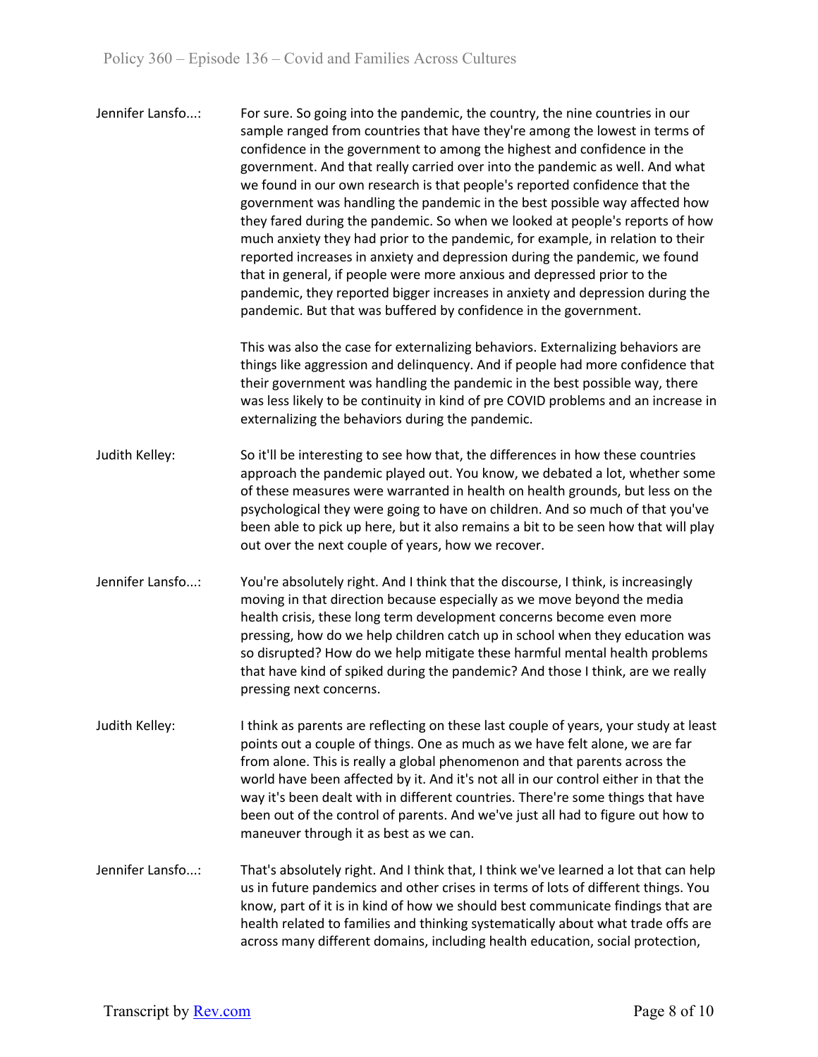Jennifer Lansfo...: For sure. So going into the pandemic, the country, the nine countries in our sample ranged from countries that have they're among the lowest in terms of confidence in the government to among the highest and confidence in the government. And that really carried over into the pandemic as well. And what we found in our own research is that people's reported confidence that the government was handling the pandemic in the best possible way affected how they fared during the pandemic. So when we looked at people's reports of how much anxiety they had prior to the pandemic, for example, in relation to their reported increases in anxiety and depression during the pandemic, we found that in general, if people were more anxious and depressed prior to the pandemic, they reported bigger increases in anxiety and depression during the pandemic. But that was buffered by confidence in the government.

This was also the case for externalizing behaviors. Externalizing behaviors are things like aggression and delinquency. And if people had more confidence that their government was handling the pandemic in the best possible way, there was less likely to be continuity in kind of pre COVID problems and an increase in externalizing the behaviors during the pandemic.

Judith Kelley: So it'll be interesting to see how that, the differences in how these countries approach the pandemic played out. You know, we debated a lot, whether some of these measures were warranted in health on health grounds, but less on the psychological they were going to have on children. And so much of that you've been able to pick up here, but it also remains a bit to be seen how that will play out over the next couple of years, how we recover.

Jennifer Lansfo...: You're absolutely right. And I think that the discourse, I think, is increasingly moving in that direction because especially as we move beyond the media health crisis, these long term development concerns become even more pressing, how do we help children catch up in school when they education was so disrupted? How do we help mitigate these harmful mental health problems that have kind of spiked during the pandemic? And those I think, are we really pressing next concerns.

Judith Kelley: I think as parents are reflecting on these last couple of years, your study at least points out a couple of things. One as much as we have felt alone, we are far from alone. This is really a global phenomenon and that parents across the world have been affected by it. And it's not all in our control either in that the way it's been dealt with in different countries. There're some things that have been out of the control of parents. And we've just all had to figure out how to maneuver through it as best as we can.

Jennifer Lansfo...: That's absolutely right. And I think that, I think we've learned a lot that can help us in future pandemics and other crises in terms of lots of different things. You know, part of it is in kind of how we should best communicate findings that are health related to families and thinking systematically about what trade offs are across many different domains, including health education, social protection,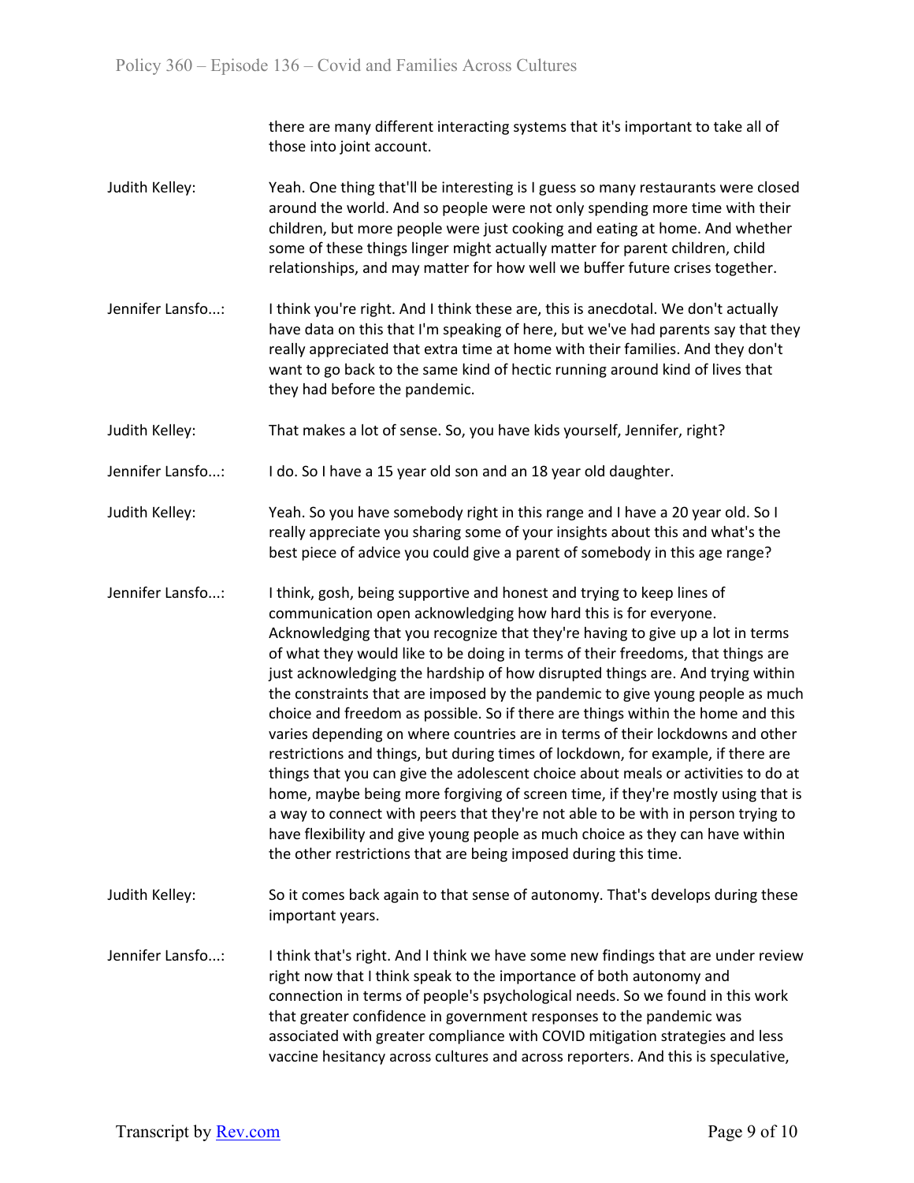there are many different interacting systems that it's important to take all of those into joint account.

Judith Kelley: Yeah. One thing that'll be interesting is I guess so many restaurants were closed around the world. And so people were not only spending more time with their children, but more people were just cooking and eating at home. And whether some of these things linger might actually matter for parent children, child relationships, and may matter for how well we buffer future crises together.

Jennifer Lansfo...: I think you're right. And I think these are, this is anecdotal. We don't actually have data on this that I'm speaking of here, but we've had parents say that they really appreciated that extra time at home with their families. And they don't want to go back to the same kind of hectic running around kind of lives that they had before the pandemic.

Judith Kelley: That makes a lot of sense. So, you have kids yourself, Jennifer, right?

Jennifer Lansfo...: I do. So I have a 15 year old son and an 18 year old daughter.

Judith Kelley: Yeah. So you have somebody right in this range and I have a 20 year old. So I really appreciate you sharing some of your insights about this and what's the best piece of advice you could give a parent of somebody in this age range?

Jennifer Lansfo...: I think, gosh, being supportive and honest and trying to keep lines of communication open acknowledging how hard this is for everyone. Acknowledging that you recognize that they're having to give up a lot in terms of what they would like to be doing in terms of their freedoms, that things are just acknowledging the hardship of how disrupted things are. And trying within the constraints that are imposed by the pandemic to give young people as much choice and freedom as possible. So if there are things within the home and this varies depending on where countries are in terms of their lockdowns and other restrictions and things, but during times of lockdown, for example, if there are things that you can give the adolescent choice about meals or activities to do at home, maybe being more forgiving of screen time, if they're mostly using that is a way to connect with peers that they're not able to be with in person trying to have flexibility and give young people as much choice as they can have within the other restrictions that are being imposed during this time.

Judith Kelley: So it comes back again to that sense of autonomy. That's develops during these important years.

Jennifer Lansfo...: I think that's right. And I think we have some new findings that are under review right now that I think speak to the importance of both autonomy and connection in terms of people's psychological needs. So we found in this work that greater confidence in government responses to the pandemic was associated with greater compliance with COVID mitigation strategies and less vaccine hesitancy across cultures and across reporters. And this is speculative,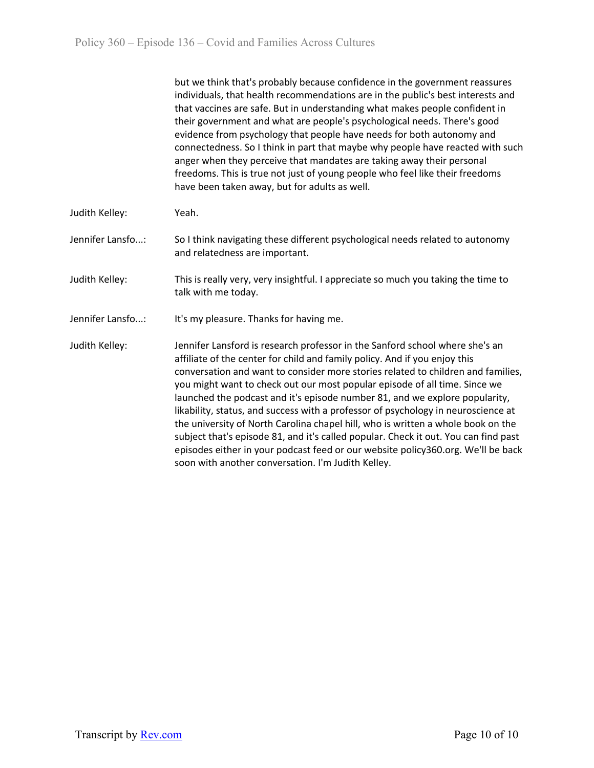but we think that's probably because confidence in the government reassures individuals, that health recommendations are in the public's best interests and that vaccines are safe. But in understanding what makes people confident in their government and what are people's psychological needs. There's good evidence from psychology that people have needs for both autonomy and connectedness. So I think in part that maybe why people have reacted with such anger when they perceive that mandates are taking away their personal freedoms. This is true not just of young people who feel like their freedoms have been taken away, but for adults as well.

Judith Kelley: Yeah.

Jennifer Lansfo...: So I think navigating these different psychological needs related to autonomy and relatedness are important.

Judith Kelley: This is really very, very insightful. I appreciate so much you taking the time to talk with me today.

Jennifer Lansfo...: It's my pleasure. Thanks for having me.

Judith Kelley: Jennifer Lansford is research professor in the Sanford school where she's an affiliate of the center for child and family policy. And if you enjoy this conversation and want to consider more stories related to children and families, you might want to check out our most popular episode of all time. Since we launched the podcast and it's episode number 81, and we explore popularity, likability, status, and success with a professor of psychology in neuroscience at the university of North Carolina chapel hill, who is written a whole book on the subject that's episode 81, and it's called popular. Check it out. You can find past episodes either in your podcast feed or our website policy360.org. We'll be back soon with another conversation. I'm Judith Kelley.